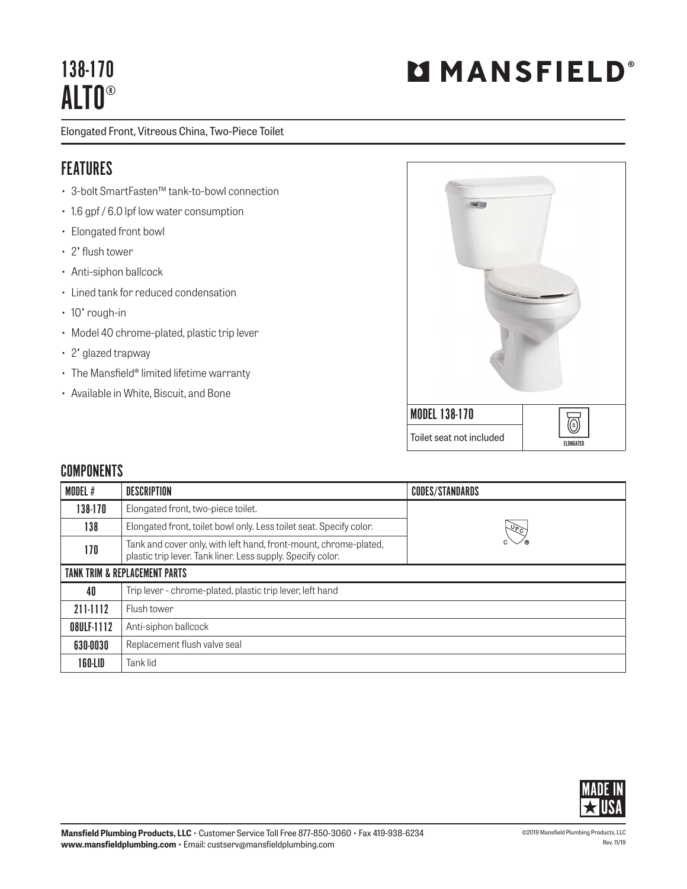# 138-170 ALTO®

MANSFIELD®

Elongated Front, Vitreous China, Two-Piece Toilet

## FEATURES

- 3-bolt SmartFasten™ tank-to-bowl connection
- 1.6 gpf / 6.0 lpf low water consumption
- Elongated front bowl
- 2" flush tower
- Anti-siphon ballcock
- Lined tank for reduced condensation
- 10" rough-in
- Model 40 chrome-plated, plastic trip lever
- 2" glazed trapway
- The Mansfield® limited lifetime warranty
- Available in White, Biscuit, and Bone

MODEL 138-170

Toilet seat not included

ELONGATED

## COMPONENTS

| MODEL # | DESCRIPTION | CODES/STANDARDS |
|---|---|---|
| 138-170 | Elongated front, two-piece toilet. | UPC |
| 138 | Elongated front, toilet bowl only. Less toilet seat. Specify color. | |
| 170 | Tank and cover only, with left hand, front-mount, chrome-plated, plastic trip lever. Tank liner. Less supply. Specify color. | |
| **TANK TRIM & REPLACEMENT PARTS** | | |
| 40 | Trip lever - chrome-plated, plastic trip lever, left hand | |
| 211-1112 | Flush tower | |
| 08ULF-1112 | Anti-siphon ballcock | |
| 630-0030 | Replacement flush valve seal | |
| 160-LID | Tank lid | |

MADE IN ★ USA

**Mansfield Plumbing Products, LLC** • Customer Service Toll Free 877-850-3060 • Fax 419-938-6234
**www.mansfieldplumbing.com** • Email: custserv@mansfieldplumbing.com

©2019 Mansfield Plumbing Products, LLC
Rev. 11/19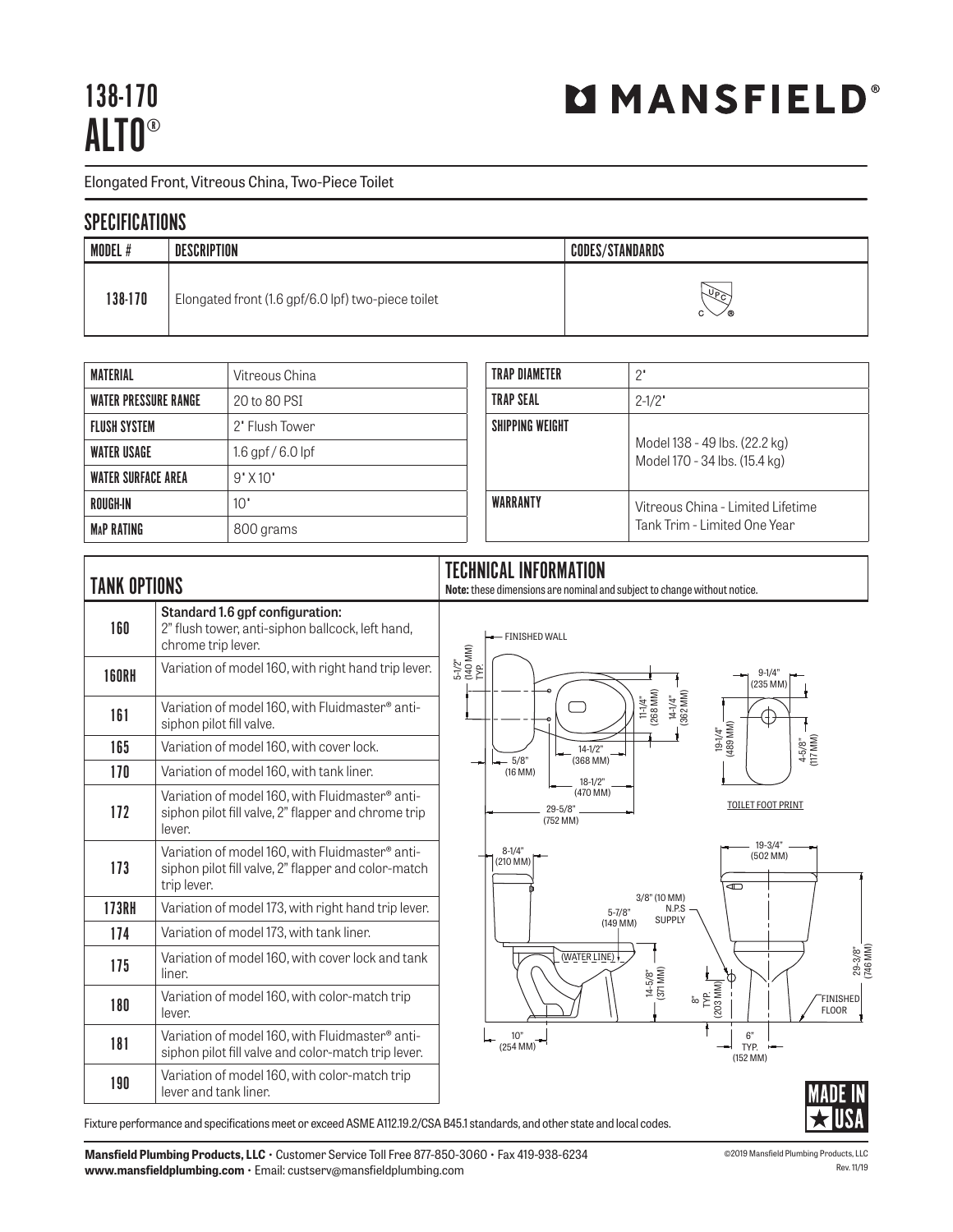# 138-170
# ALTO®

**MANSFIELD®**

Elongated Front, Vitreous China, Two-Piece Toilet

## SPECIFICATIONS

| MODEL # | DESCRIPTION | CODES/STANDARDS |
|---|---|---|
| 138-170 | Elongated front (1.6 gpf/6.0 lpf) two-piece toilet | UPC |

| | |
|---|---|
| MATERIAL | Vitreous China |
| WATER PRESSURE RANGE | 20 to 80 PSI |
| FLUSH SYSTEM | 2" Flush Tower |
| WATER USAGE | 1.6 gpf / 6.0 lpf |
| WATER SURFACE AREA | 9" X 10" |
| ROUGH-IN | 10" |
| MAP RATING | 800 grams |

| | |
|---|---|
| TRAP DIAMETER | 2" |
| TRAP SEAL | 2-1/2" |
| SHIPPING WEIGHT | Model 138 - 49 lbs. (22.2 kg)<br>Model 170 - 34 lbs. (15.4 kg) |
| WARRANTY | Vitreous China - Limited Lifetime<br>Tank Trim - Limited One Year |

## TANK OPTIONS

| | |
|---|---|
| 160 | **Standard 1.6 gpf configuration:** 2" flush tower, anti-siphon ballcock, left hand, chrome trip lever. |
| 160RH | Variation of model 160, with right hand trip lever. |
| 161 | Variation of model 160, with Fluidmaster® anti-siphon pilot fill valve. |
| 165 | Variation of model 160, with cover lock. |
| 170 | Variation of model 160, with tank liner. |
| 172 | Variation of model 160, with Fluidmaster® anti-siphon pilot fill valve, 2" flapper and chrome trip lever. |
| 173 | Variation of model 160, with Fluidmaster® anti-siphon pilot fill valve, 2" flapper and color-match trip lever. |
| 173RH | Variation of model 173, with right hand trip lever. |
| 174 | Variation of model 173, with tank liner. |
| 175 | Variation of model 160, with cover lock and tank liner. |
| 180 | Variation of model 160, with color-match trip lever. |
| 181 | Variation of model 160, with Fluidmaster® anti-siphon pilot fill valve and color-match trip lever. |
| 190 | Variation of model 160, with color-match trip lever and tank liner. |

## TECHNICAL INFORMATION

**Note:** these dimensions are nominal and subject to change without notice.

FINISHED WALL
5-1/2" (140 MM) TYP.
11-1/4" (268 MM)
14-1/4" (362 MM)
5/8" (16 MM)
14-1/2" (368 MM)
18-1/2" (470 MM)
29-5/8" (752 MM)
9-1/4" (235 MM)
19-1/4" (489 MM)
4-5/8" (117 MM)
TOILET FOOT PRINT
8-1/4" (210 MM)
5-7/8" (149 MM)
3/8" (10 MM) N.P.S SUPPLY
(WATER LINE)
14-5/8" (371 MM)
8" TYP. (203 MM)
10" (254 MM)
19-3/4" (502 MM)
29-3/8" (746 MM)
FINISHED FLOOR
6" TYP. (152 MM)

MADE IN USA

Fixture performance and specifications meet or exceed ASME A112.19.2/CSA B45.1 standards, and other state and local codes.

**Mansfield Plumbing Products, LLC** • Customer Service Toll Free 877-850-3060 • Fax 419-938-6234
**www.mansfieldplumbing.com** • Email: custserv@mansfieldplumbing.com

©2019 Mansfield Plumbing Products, LLC
Rev. 11/19